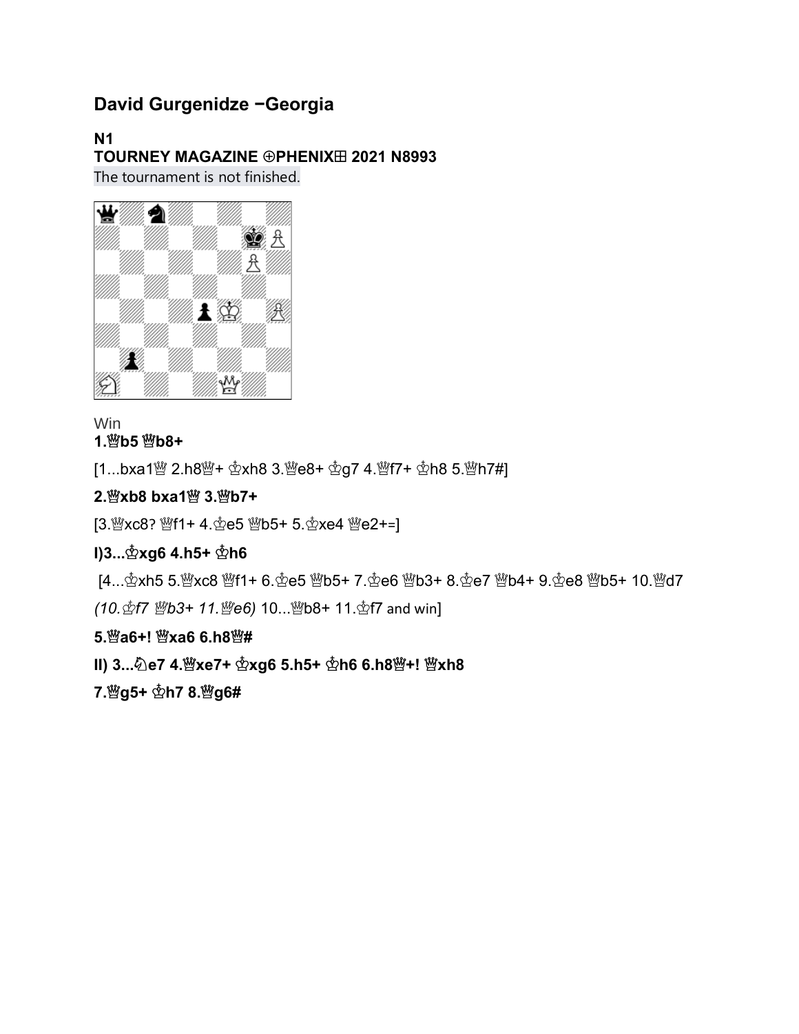# David Gurgenidze −Georgia

### N1

### TOURNEY MAGAZINE ⊕PHENIX⊞ 2021 N8993

The tournament is not finished.

Win

**1.♕b5 ♕b8+**

[1...bxa1♕ 2.h8♕+ ♔xh8 3.♕e8+ ♔g7 4.♕f7+ ♔h8 5.♕h7#]

**2.♕xb8 bxa1♕ 3.♕b7+**

[3.♕xc8? ♕f1+ 4.♔e5 ♕b5+ 5.♔xe4 ♕e2+=]

**I)3...♔xg6 4.h5+ ♔h6**

[4...♔xh5 5.♕xc8 ♕f1+ 6.♔e5 ♕b5+ 7.♔e6 ♕b3+ 8.♔e7 ♕b4+ 9.♔e8 ♕b5+ 10.♕d7 *(10.♔f7 ♕b3+ 11.♕e6)* 10...♕b8+ 11.♔f7 and win]

**5.♕a6+! ♕xa6 6.h8♕#**

**II) 3...♘e7 4.♕xe7+ ♔xg6 5.h5+ ♔h6 6.h8♕+! ♕xh8**

**7.♕g5+ ♔h7 8.♕g6#**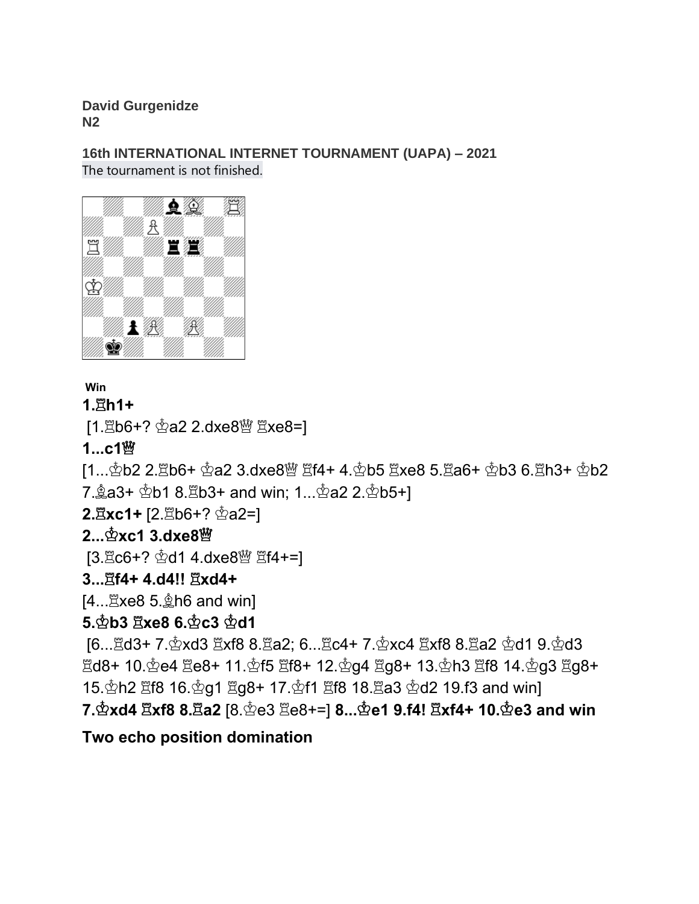**David Gurgenidze**
**N2**

**16th INTERNATIONAL INTERNET TOURNAMENT (UAPA) – 2021**
The tournament is not finished.

**Win**

**1.♖h1+**

[1.♖b6+? ♔a2 2.dxe8♕ ♖xe8=]

**1...c1♕**

[1...♔b2 2.♖b6+ ♔a2 3.dxe8♕ ♖f4+ 4.♔b5 ♖xe8 5.♖a6+ ♔b3 6.♖h3+ ♔b2 7.♗a3+ ♔b1 8.♖b3+ and win; 1...♔a2 2.♔b5+]

**2.♖xc1+** [2.♖b6+? ♔a2=]

**2...♔xc1 3.dxe8♕**

[3.♖c6+? ♔d1 4.dxe8♕ ♖f4+=]

**3...♖f4+ 4.d4!! ♖xd4+**

[4...♖xe8 5.♗h6 and win]

**5.♔b3 ♖xe8 6.♔c3 ♔d1**

[6...♖d3+ 7.♔xd3 ♖xf8 8.♖a2; 6...♖c4+ 7.♔xc4 ♖xf8 8.♖a2 ♔d1 9.♔d3 ♖d8+ 10.♔e4 ♖e8+ 11.♔f5 ♖f8+ 12.♔g4 ♖g8+ 13.♔h3 ♖f8 14.♔g3 ♖g8+ 15.♔h2 ♖f8 16.♔g1 ♖g8+ 17.♔f1 ♖f8 18.♖a3 ♔d2 19.f3 and win]

**7.♔xd4 ♖xf8 8.♖a2** [8.♔e3 ♖e8+=] **8...♔e1 9.f4! ♖xf4+ 10.♔e3 and win**

**Two echo position domination**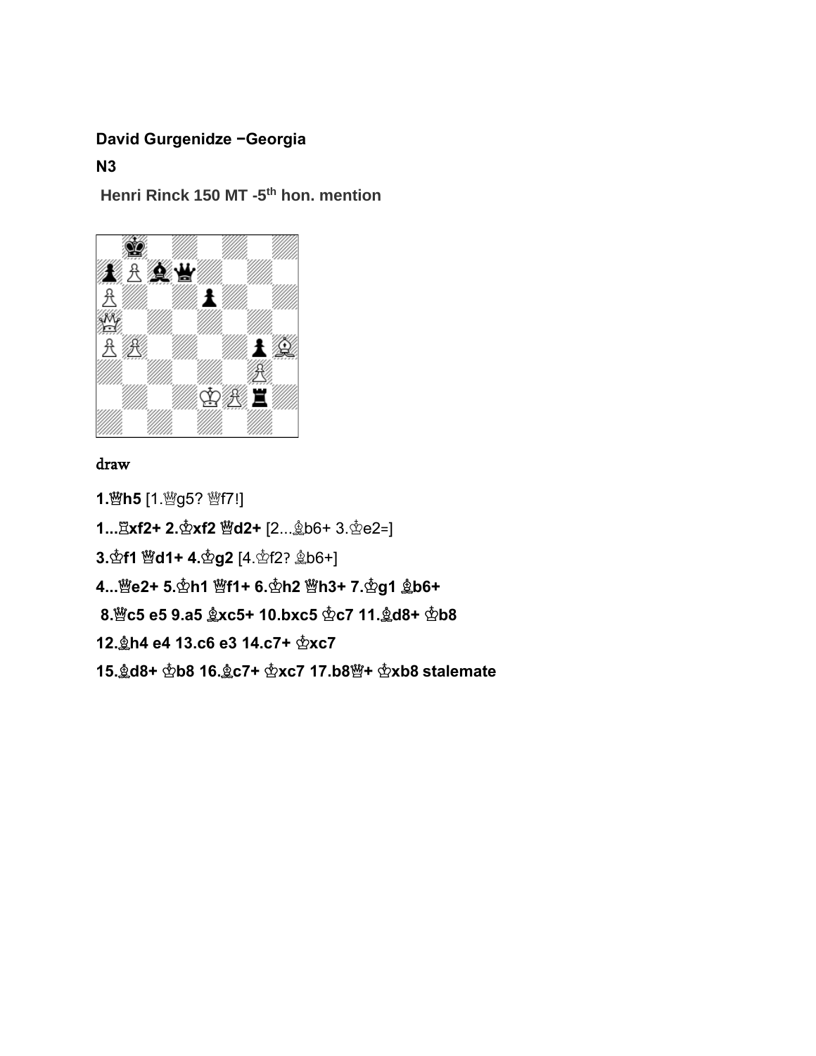**David Gurgenidze −Georgia**

**N3**

**Henri Rinck 150 MT -5th hon. mention**

draw

**1.♕h5** [1.♕g5? ♛f7!]

**1...♜xf2+ 2.♔xf2 ♛d2+** [2...♝b6+ 3.♔e2=]

**3.♔f1 ♛d1+ 4.♔g2** [4.♔f2? ♝b6+]

**4...♛e2+ 5.♔h1 ♛f1+ 6.♔h2 ♛h3+ 7.♔g1 ♝b6+**

**8.♕c5 e5 9.a5 ♝xc5+ 10.bxc5 ♚c7 11.♗d8+ ♚b8**

**12.♗h4 e4 13.c6 e3 14.c7+ ♚xc7**

**15.♗d8+ ♚b8 16.♗c7+ ♚xc7 17.b8♕+ ♚xb8 stalemate**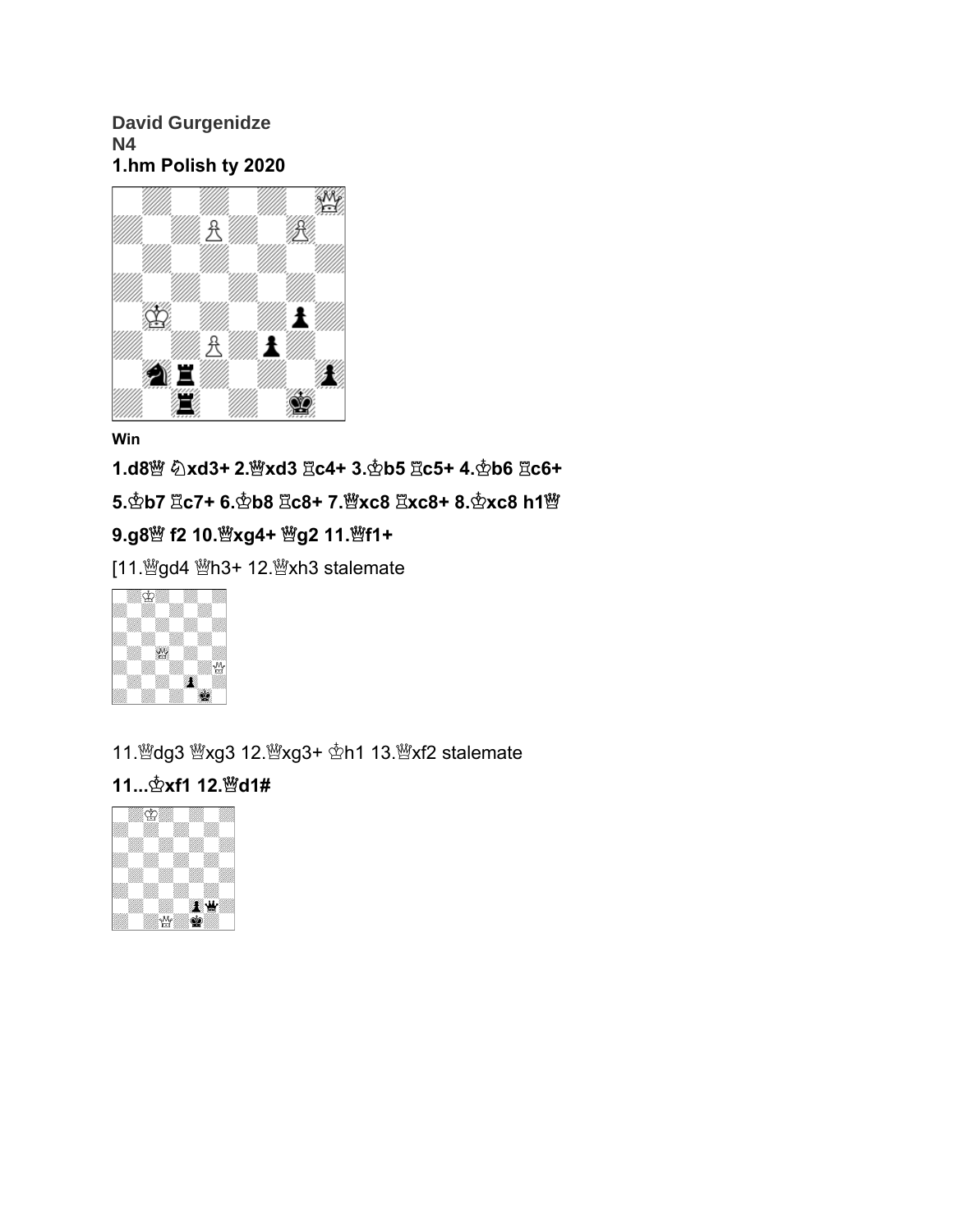**David Gurgenidze**
**N4**
**1.hm Polish ty 2020**

**Win**

**1.d8♕ ♘xd3+ 2.♕xd3 ♖c4+ 3.♔b5 ♖c5+ 4.♔b6 ♖c6+ 5.♔b7 ♖c7+ 6.♔b8 ♖c8+ 7.♕xc8 ♖xc8+ 8.♔xc8 h1♕ 9.g8♕ f2 10.♕xg4+ ♕g2 11.♕f1+**

[11.♕gd4 ♕h3+ 12.♕xh3 stalemate

11.♕dg3 ♕xg3 12.♕xg3+ ♔h1 13.♕xf2 stalemate

**11...♔xf1 12.♕d1#**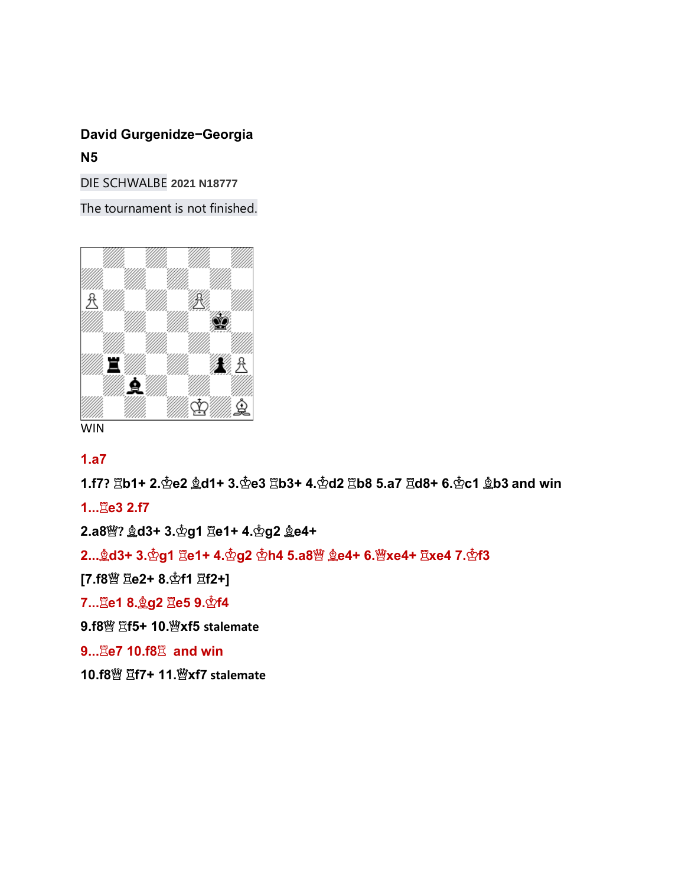**David Gurgenidze−Georgia**

**N5**

DIE SCHWALBE **2021 N18777**

The tournament is not finished.

WIN

**1.a7**

**1.f7? ♖b1+ 2.♔e2 ♗d1+ 3.♔e3 ♖b3+ 4.♔d2 ♖b8 5.a7 ♖d8+ 6.♔c1 ♗b3 and win**

**1...♖e3 2.f7**

**2.a8♕? ♗d3+ 3.♔g1 ♖e1+ 4.♔g2 ♗e4+**

**2...♗d3+ 3.♔g1 ♖e1+ 4.♔g2 ♔h4 5.a8♕ ♗e4+ 6.♕xe4+ ♖xe4 7.♔f3**

**[7.f8♕ ♖e2+ 8.♔f1 ♖f2+]**

**7...♖e1 8.♗g2 ♖e5 9.♔f4**

**9.f8♕ ♖f5+ 10.♕xf5 stalemate**

**9...♖e7 10.f8♖ and win**

**10.f8♕ ♖f7+ 11.♕xf7 stalemate**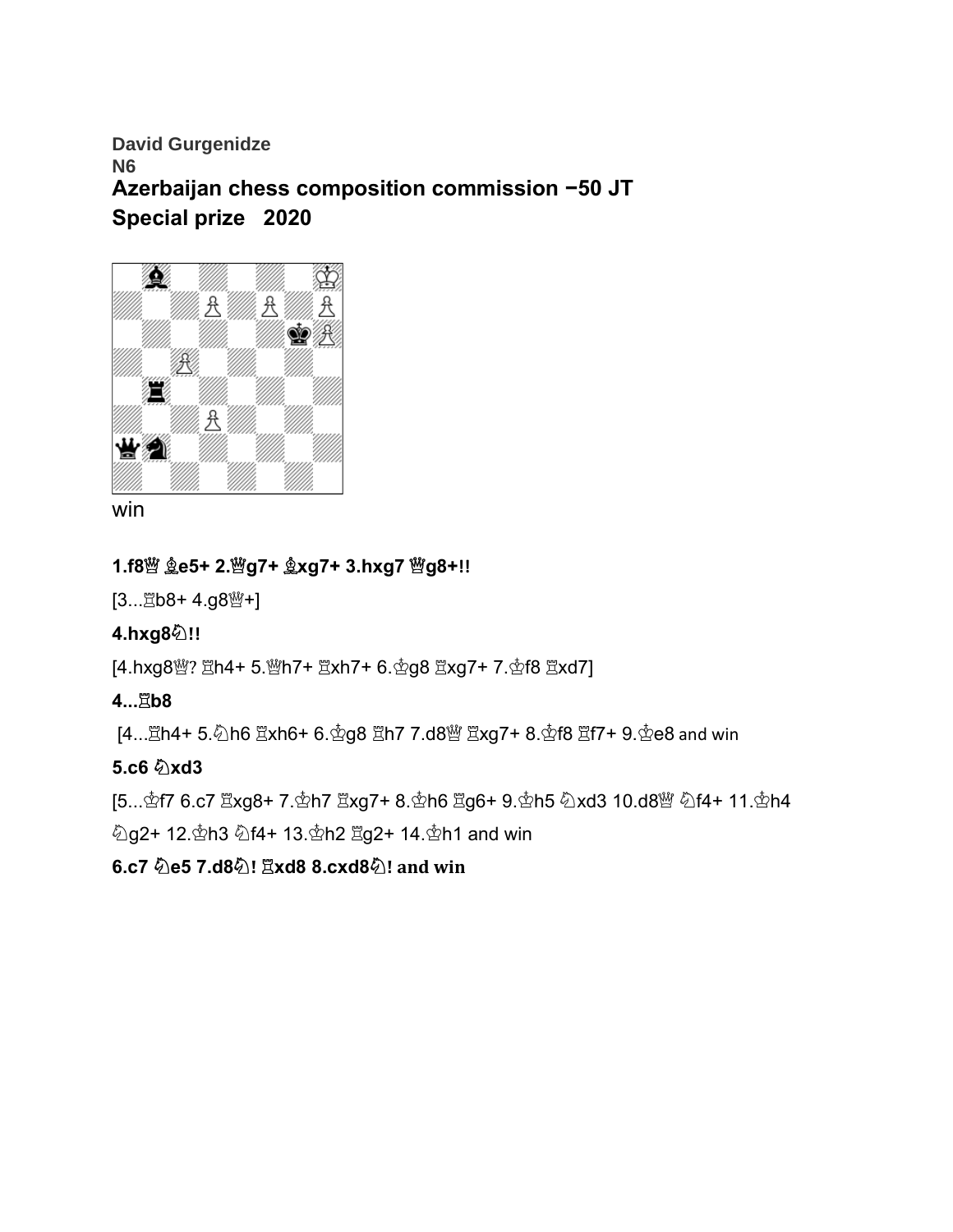**David Gurgenidze**
**N6**
## Azerbaijan chess composition commission −50 JT
## Special prize 2020

win

**1.f8♕ ♝e5+ 2.♕g7+ ♝xg7+ 3.hxg7 ♛g8+!!**

[3...♖b8+ 4.g8♕+]

**4.hxg8♘!!**

[4.hxg8♕? ♖h4+ 5.♕h7+ ♖xh7+ 6.♔g8 ♖xg7+ 7.♔f8 ♖xd7]

**4...♖b8**

[4...♖h4+ 5.♘h6 ♖xh6+ 6.♔g8 ♖h7 7.d8♕ ♖xg7+ 8.♔f8 ♖f7+ 9.♔e8 and win

**5.c6 ♘xd3**

[5...♔f7 6.c7 ♖xg8+ 7.♔h7 ♖xg7+ 8.♔h6 ♖g6+ 9.♔h5 ♘xd3 10.d8♕ ♘f4+ 11.♔h4 ♘g2+ 12.♔h3 ♘f4+ 13.♔h2 ♖g2+ 14.♔h1 and win

**6.c7 ♘e5 7.d8♘! ♖xd8 8.cxd8♘! and win**